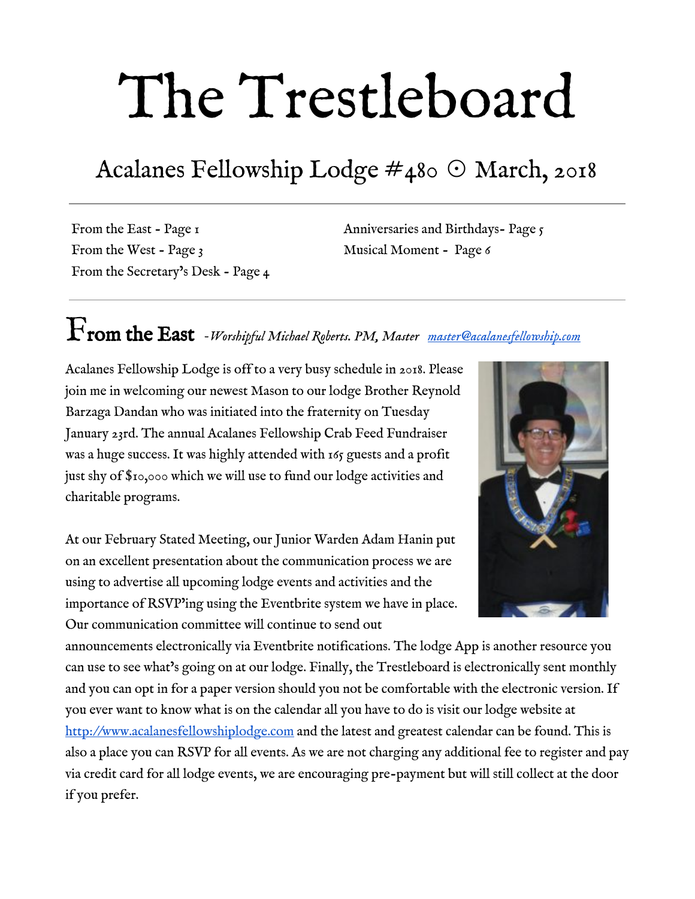# The Trestleboard

## Acalanes Fellowship Lodge #480 ☉ March, 2018

From the East - Page 1
From the West - Page 3
From the Secretary's Desk - Page 4
Anniversaries and Birthdays- Page 5
Musical Moment - Page 6

## From the East *-Worshipful Michael Roberts. PM, Master* [master@acalanesfellowship.com](mailto:master@acalanesfellowship.com)

Acalanes Fellowship Lodge is off to a very busy schedule in 2018. Please join me in welcoming our newest Mason to our lodge Brother Reynold Barzaga Dandan who was initiated into the fraternity on Tuesday January 23rd. The annual Acalanes Fellowship Crab Feed Fundraiser was a huge success. It was highly attended with 165 guests and a profit just shy of $10,000 which we will use to fund our lodge activities and charitable programs.

At our February Stated Meeting, our Junior Warden Adam Hanin put on an excellent presentation about the communication process we are using to advertise all upcoming lodge events and activities and the importance of RSVP'ing using the Eventbrite system we have in place. Our communication committee will continue to send out announcements electronically via Eventbrite notifications. The lodge App is another resource you can use to see what's going on at our lodge. Finally, the Trestleboard is electronically sent monthly and you can opt in for a paper version should you not be comfortable with the electronic version. If you ever want to know what is on the calendar all you have to do is visit our lodge website at [http://www.acalanesfellowshiplodge.com](http://www.acalanesfellowshiplodge.com) and the latest and greatest calendar can be found. This is also a place you can RSVP for all events. As we are not charging any additional fee to register and pay via credit card for all lodge events, we are encouraging pre-payment but will still collect at the door if you prefer.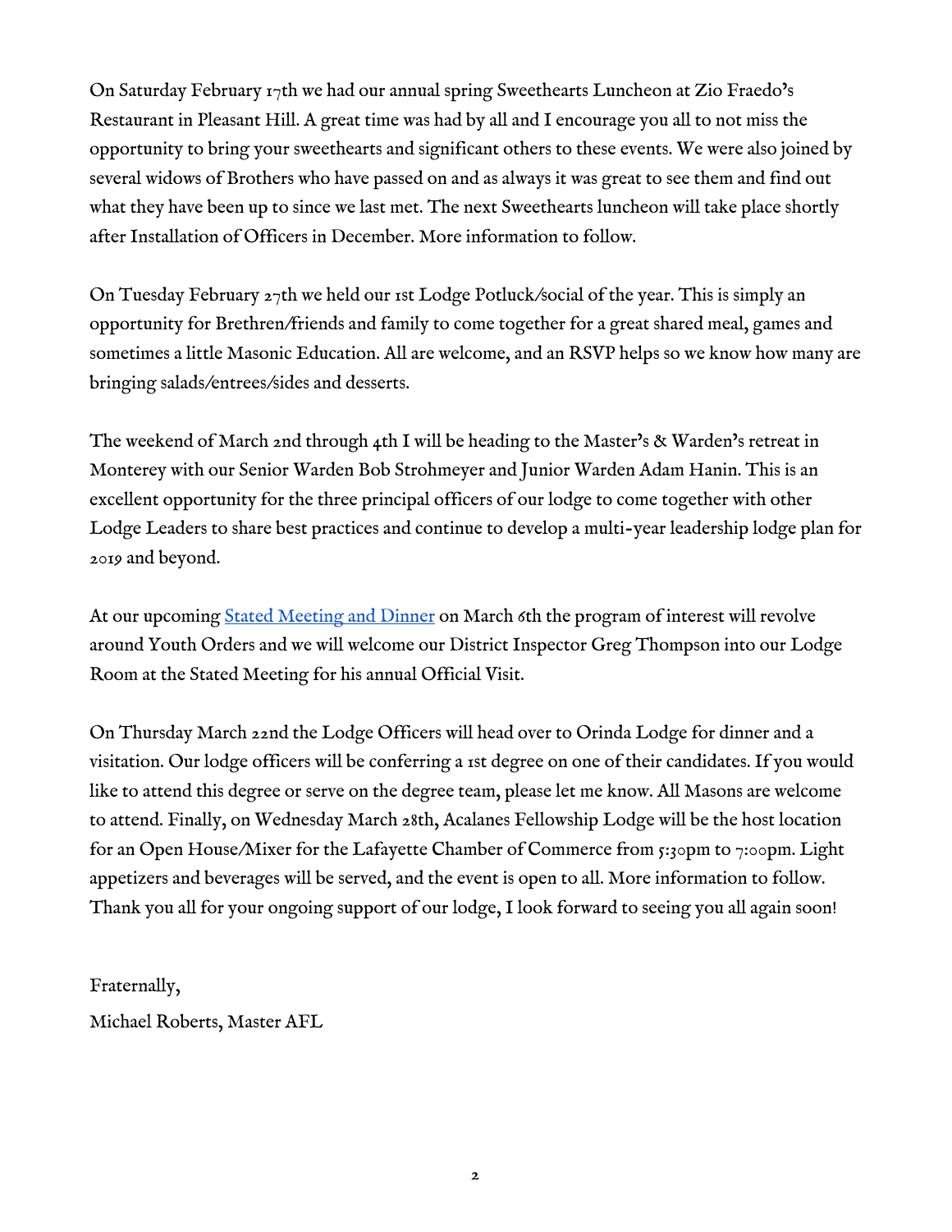On Saturday February 17th we had our annual spring Sweethearts Luncheon at Zio Fraedo's Restaurant in Pleasant Hill. A great time was had by all and I encourage you all to not miss the opportunity to bring your sweethearts and significant others to these events. We were also joined by several widows of Brothers who have passed on and as always it was great to see them and find out what they have been up to since we last met. The next Sweethearts luncheon will take place shortly after Installation of Officers in December. More information to follow.

On Tuesday February 27th we held our 1st Lodge Potluck/social of the year. This is simply an opportunity for Brethren/friends and family to come together for a great shared meal, games and sometimes a little Masonic Education. All are welcome, and an RSVP helps so we know how many are bringing salads/entrees/sides and desserts.

The weekend of March 2nd through 4th I will be heading to the Master's & Warden's retreat in Monterey with our Senior Warden Bob Strohmeyer and Junior Warden Adam Hanin. This is an excellent opportunity for the three principal officers of our lodge to come together with other Lodge Leaders to share best practices and continue to develop a multi-year leadership lodge plan for 2019 and beyond.

At our upcoming Stated Meeting and Dinner on March 6th the program of interest will revolve around Youth Orders and we will welcome our District Inspector Greg Thompson into our Lodge Room at the Stated Meeting for his annual Official Visit.

On Thursday March 22nd the Lodge Officers will head over to Orinda Lodge for dinner and a visitation. Our lodge officers will be conferring a 1st degree on one of their candidates. If you would like to attend this degree or serve on the degree team, please let me know. All Masons are welcome to attend. Finally, on Wednesday March 28th, Acalanes Fellowship Lodge will be the host location for an Open House/Mixer for the Lafayette Chamber of Commerce from 5:30pm to 7:00pm. Light appetizers and beverages will be served, and the event is open to all. More information to follow. Thank you all for your ongoing support of our lodge, I look forward to seeing you all again soon!

Fraternally,
Michael Roberts, Master AFL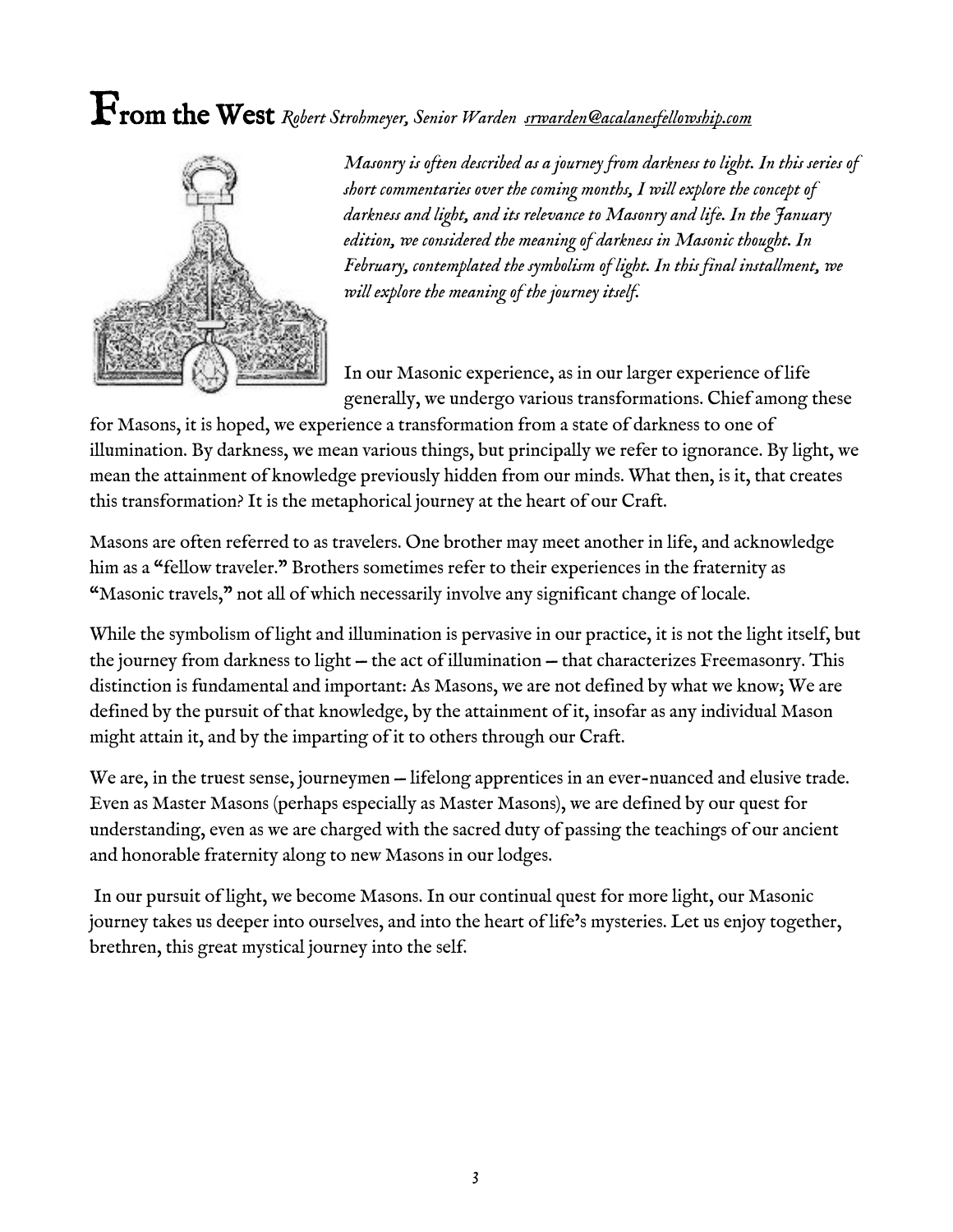# From the West *Robert Strohmeyer, Senior Warden srwarden@acalanesfellowship.com*

*Masonry is often described as a journey from darkness to light. In this series of short commentaries over the coming months, I will explore the concept of darkness and light, and its relevance to Masonry and life. In the January edition, we considered the meaning of darkness in Masonic thought. In February, contemplated the symbolism of light. In this final installment, we will explore the meaning of the journey itself.*

In our Masonic experience, as in our larger experience of life generally, we undergo various transformations. Chief among these for Masons, it is hoped, we experience a transformation from a state of darkness to one of illumination. By darkness, we mean various things, but principally we refer to ignorance. By light, we mean the attainment of knowledge previously hidden from our minds. What then, is it, that creates this transformation? It is the metaphorical journey at the heart of our Craft.

Masons are often referred to as travelers. One brother may meet another in life, and acknowledge him as a "fellow traveler." Brothers sometimes refer to their experiences in the fraternity as "Masonic travels," not all of which necessarily involve any significant change of locale.

While the symbolism of light and illumination is pervasive in our practice, it is not the light itself, but the journey from darkness to light – the act of illumination – that characterizes Freemasonry. This distinction is fundamental and important: As Masons, we are not defined by what we know; We are defined by the pursuit of that knowledge, by the attainment of it, insofar as any individual Mason might attain it, and by the imparting of it to others through our Craft.

We are, in the truest sense, journeymen – lifelong apprentices in an ever-nuanced and elusive trade. Even as Master Masons (perhaps especially as Master Masons), we are defined by our quest for understanding, even as we are charged with the sacred duty of passing the teachings of our ancient and honorable fraternity along to new Masons in our lodges.

In our pursuit of light, we become Masons. In our continual quest for more light, our Masonic journey takes us deeper into ourselves, and into the heart of life's mysteries. Let us enjoy together, brethren, this great mystical journey into the self.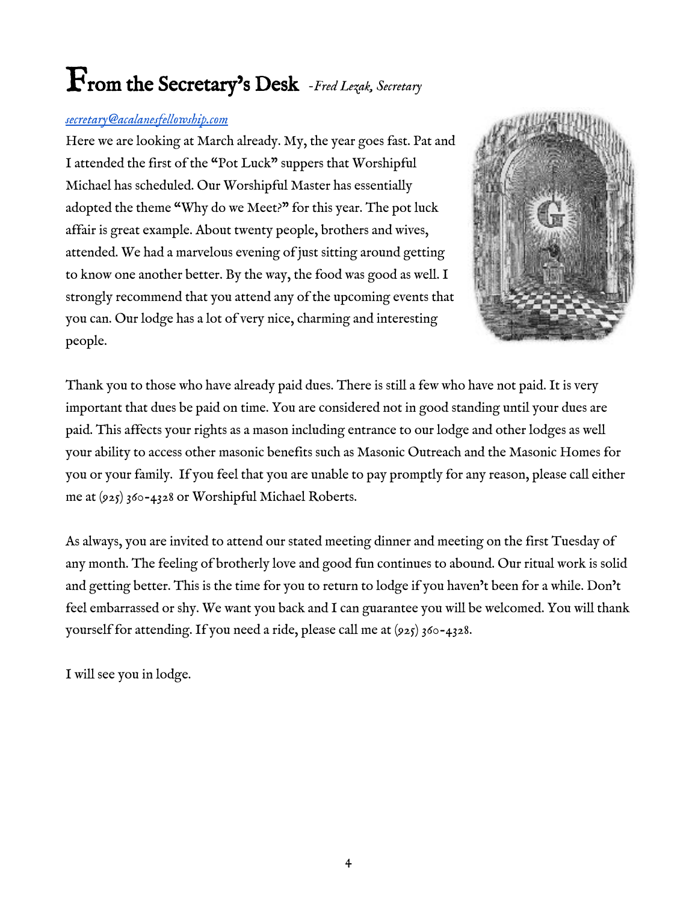# From the Secretary's Desk *-Fred Lezak, Secretary*

*secretary@acalanesfellowship.com*

Here we are looking at March already. My, the year goes fast. Pat and I attended the first of the "Pot Luck" suppers that Worshipful Michael has scheduled. Our Worshipful Master has essentially adopted the theme "Why do we Meet?" for this year. The pot luck affair is great example. About twenty people, brothers and wives, attended. We had a marvelous evening of just sitting around getting to know one another better. By the way, the food was good as well. I strongly recommend that you attend any of the upcoming events that you can. Our lodge has a lot of very nice, charming and interesting people.

Thank you to those who have already paid dues. There is still a few who have not paid. It is very important that dues be paid on time. You are considered not in good standing until your dues are paid. This affects your rights as a mason including entrance to our lodge and other lodges as well your ability to access other masonic benefits such as Masonic Outreach and the Masonic Homes for you or your family. If you feel that you are unable to pay promptly for any reason, please call either me at (925) 360-4328 or Worshipful Michael Roberts.

As always, you are invited to attend our stated meeting dinner and meeting on the first Tuesday of any month. The feeling of brotherly love and good fun continues to abound. Our ritual work is solid and getting better. This is the time for you to return to lodge if you haven't been for a while. Don't feel embarrassed or shy. We want you back and I can guarantee you will be welcomed. You will thank yourself for attending. If you need a ride, please call me at (925) 360-4328.

I will see you in lodge.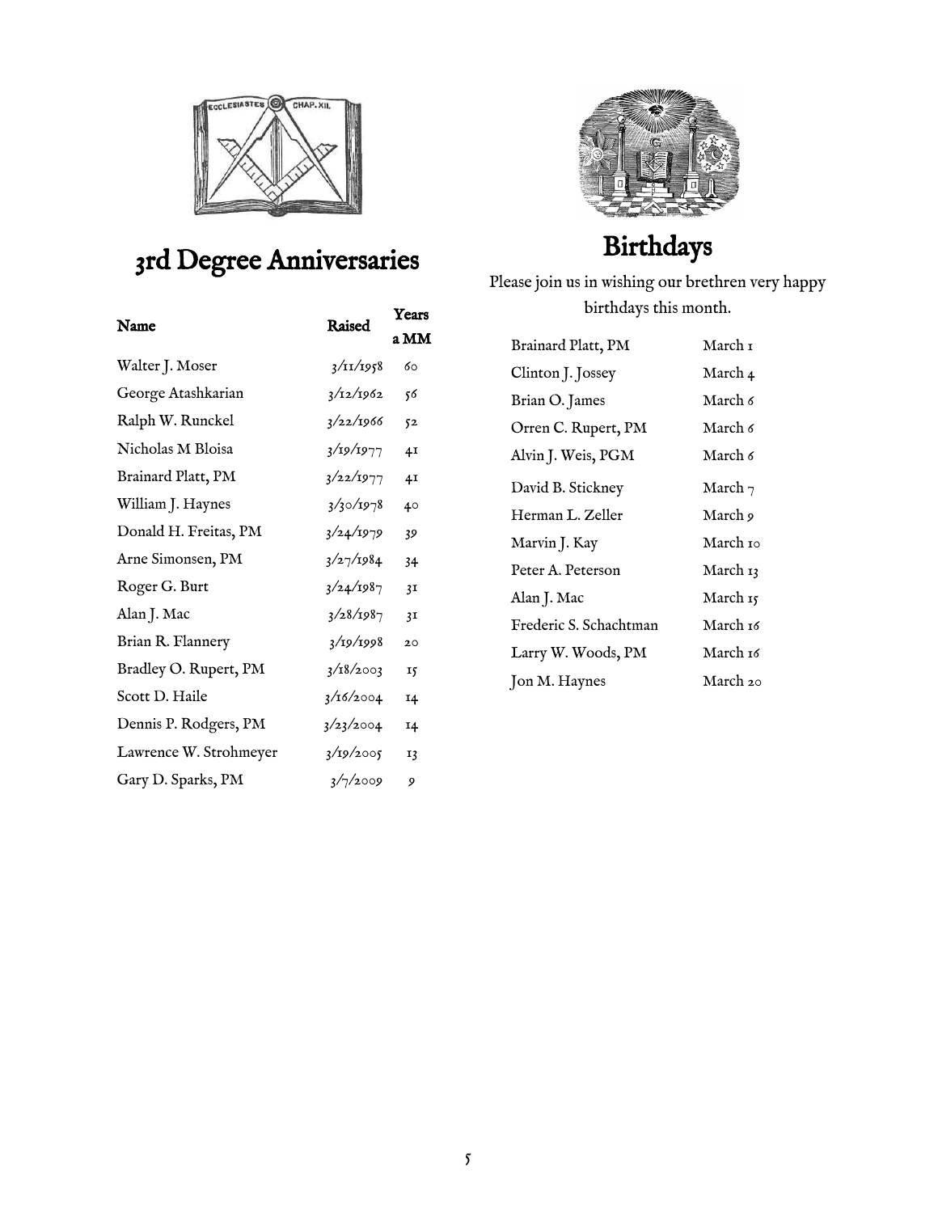## 3rd Degree Anniversaries

| Name | Raised | Years a MM |
|---|---|---|
| Walter J. Moser | 3/11/1958 | 60 |
| George Atashkarian | 3/12/1962 | 56 |
| Ralph W. Runckel | 3/22/1966 | 52 |
| Nicholas M Bloisa | 3/19/1977 | 41 |
| Brainard Platt, PM | 3/22/1977 | 41 |
| William J. Haynes | 3/30/1978 | 40 |
| Donald H. Freitas, PM | 3/24/1979 | 39 |
| Arne Simonsen, PM | 3/27/1984 | 34 |
| Roger G. Burt | 3/24/1987 | 31 |
| Alan J. Mac | 3/28/1987 | 31 |
| Brian R. Flannery | 3/19/1998 | 20 |
| Bradley O. Rupert, PM | 3/18/2003 | 15 |
| Scott D. Haile | 3/16/2004 | 14 |
| Dennis P. Rodgers, PM | 3/23/2004 | 14 |
| Lawrence W. Strohmeyer | 3/19/2005 | 13 |
| Gary D. Sparks, PM | 3/7/2009 | 9 |

## Birthdays

Please join us in wishing our brethren very happy birthdays this month.

| | |
|---|---|
| Brainard Platt, PM | March 1 |
| Clinton J. Jossey | March 4 |
| Brian O. James | March 6 |
| Orren C. Rupert, PM | March 6 |
| Alvin J. Weis, PGM | March 6 |
| David B. Stickney | March 7 |
| Herman L. Zeller | March 9 |
| Marvin J. Kay | March 10 |
| Peter A. Peterson | March 13 |
| Alan J. Mac | March 15 |
| Frederic S. Schachtman | March 16 |
| Larry W. Woods, PM | March 16 |
| Jon M. Haynes | March 20 |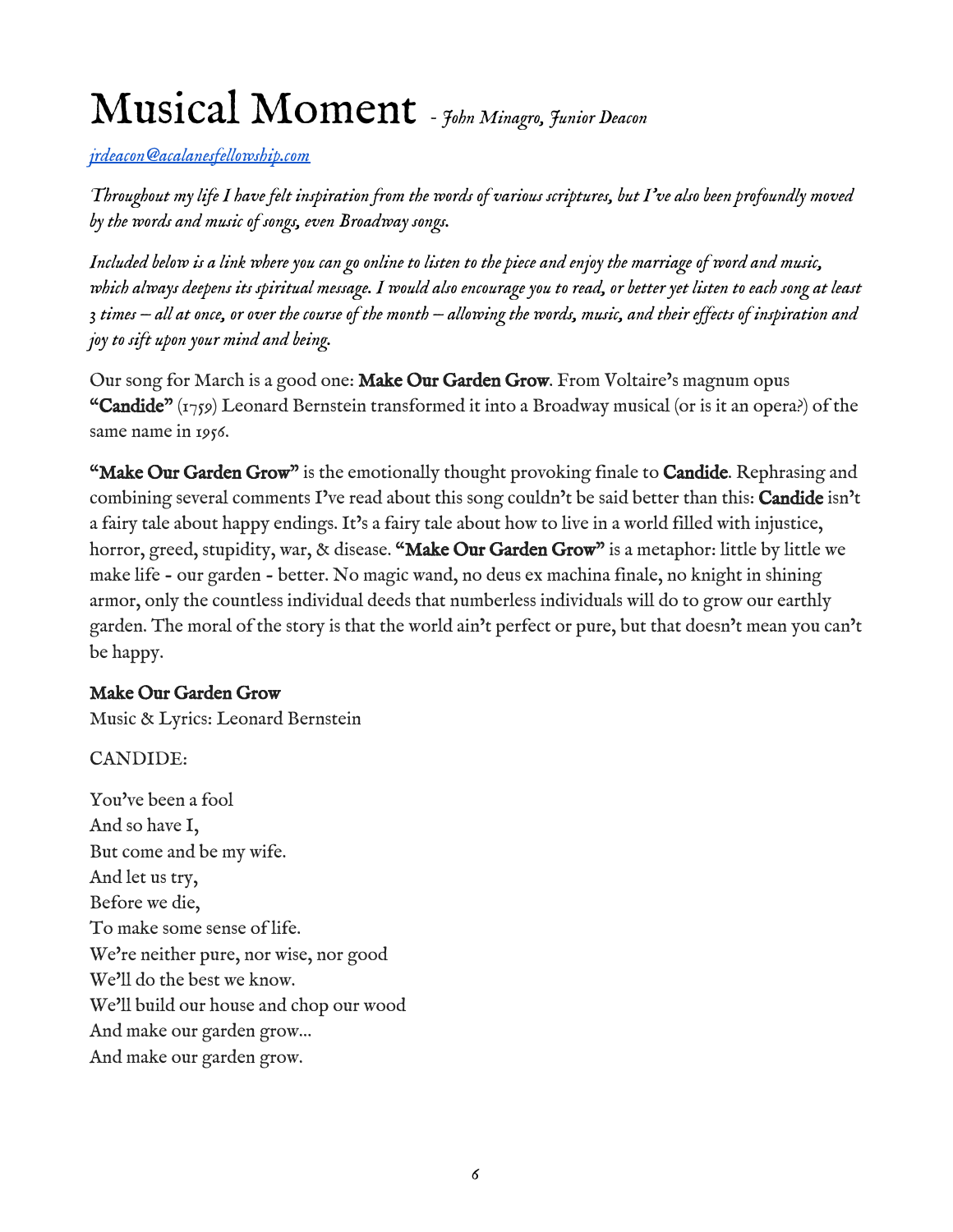# Musical Moment *- John Minagro, Junior Deacon*

*jrdeacon@acalanesfellowship.com*

*Throughout my life I have felt inspiration from the words of various scriptures, but I've also been profoundly moved by the words and music of songs, even Broadway songs.*

*Included below is a link where you can go online to listen to the piece and enjoy the marriage of word and music, which always deepens its spiritual message. I would also encourage you to read, or better yet listen to each song at least 3 times – all at once, or over the course of the month – allowing the words, music, and their effects of inspiration and joy to sift upon your mind and being.*

Our song for March is a good one: **Make Our Garden Grow**. From Voltaire's magnum opus **"Candide"** (1759) Leonard Bernstein transformed it into a Broadway musical (or is it an opera?) of the same name in 1956.

**"Make Our Garden Grow"** is the emotionally thought provoking finale to **Candide**. Rephrasing and combining several comments I've read about this song couldn't be said better than this: **Candide** isn't a fairy tale about happy endings. It's a fairy tale about how to live in a world filled with injustice, horror, greed, stupidity, war, & disease. **"Make Our Garden Grow"** is a metaphor: little by little we make life - our garden - better. No magic wand, no deus ex machina finale, no knight in shining armor, only the countless individual deeds that numberless individuals will do to grow our earthly garden. The moral of the story is that the world ain't perfect or pure, but that doesn't mean you can't be happy.

**Make Our Garden Grow**
Music & Lyrics: Leonard Bernstein

CANDIDE:

You've been a fool
And so have I,
But come and be my wife.
And let us try,
Before we die,
To make some sense of life.
We're neither pure, nor wise, nor good
We'll do the best we know.
We'll build our house and chop our wood
And make our garden grow...
And make our garden grow.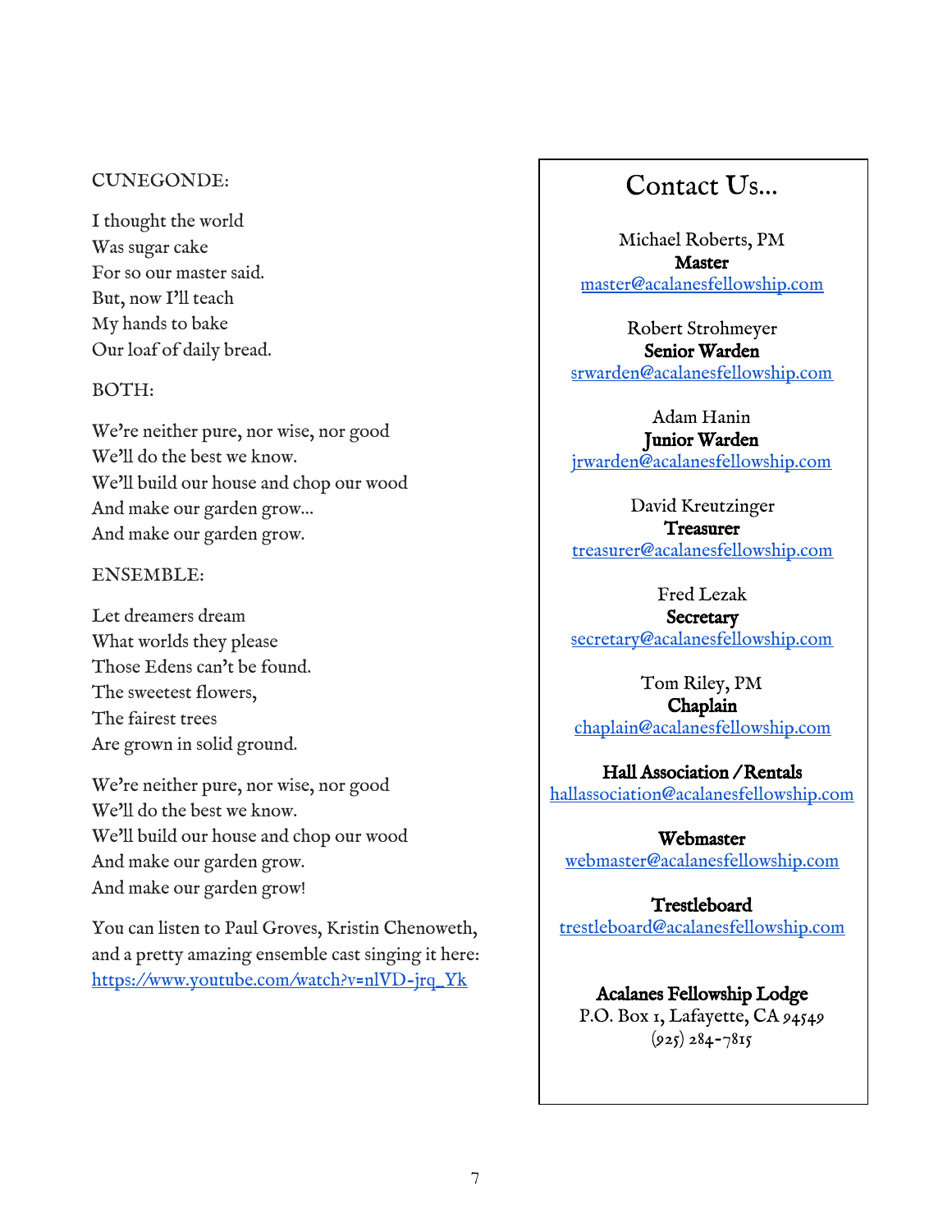CUNEGONDE:

I thought the world
Was sugar cake
For so our master said.
But, now I'll teach
My hands to bake
Our loaf of daily bread.

BOTH:

We're neither pure, nor wise, nor good
We'll do the best we know.
We'll build our house and chop our wood
And make our garden grow…
And make our garden grow.

ENSEMBLE:

Let dreamers dream
What worlds they please
Those Edens can't be found.
The sweetest flowers,
The fairest trees
Are grown in solid ground.

We're neither pure, nor wise, nor good
We'll do the best we know.
We'll build our house and chop our wood
And make our garden grow.
And make our garden grow!

You can listen to Paul Groves, Kristin Chenoweth, and a pretty amazing ensemble cast singing it here: https://www.youtube.com/watch?v=nlVD-jrq_Yk

## Contact Us…

Michael Roberts, PM
**Master**
master@acalanesfellowship.com

Robert Strohmeyer
**Senior Warden**
srwarden@acalanesfellowship.com

Adam Hanin
**Junior Warden**
jrwarden@acalanesfellowship.com

David Kreutzinger
**Treasurer**
treasurer@acalanesfellowship.com

Fred Lezak
**Secretary**
secretary@acalanesfellowship.com

Tom Riley, PM
**Chaplain**
chaplain@acalanesfellowship.com

**Hall Association / Rentals**
hallassociation@acalanesfellowship.com

**Webmaster**
webmaster@acalanesfellowship.com

**Trestleboard**
trestleboard@acalanesfellowship.com

**Acalanes Fellowship Lodge**
P.O. Box 1, Lafayette, CA 94549
(925) 284-7815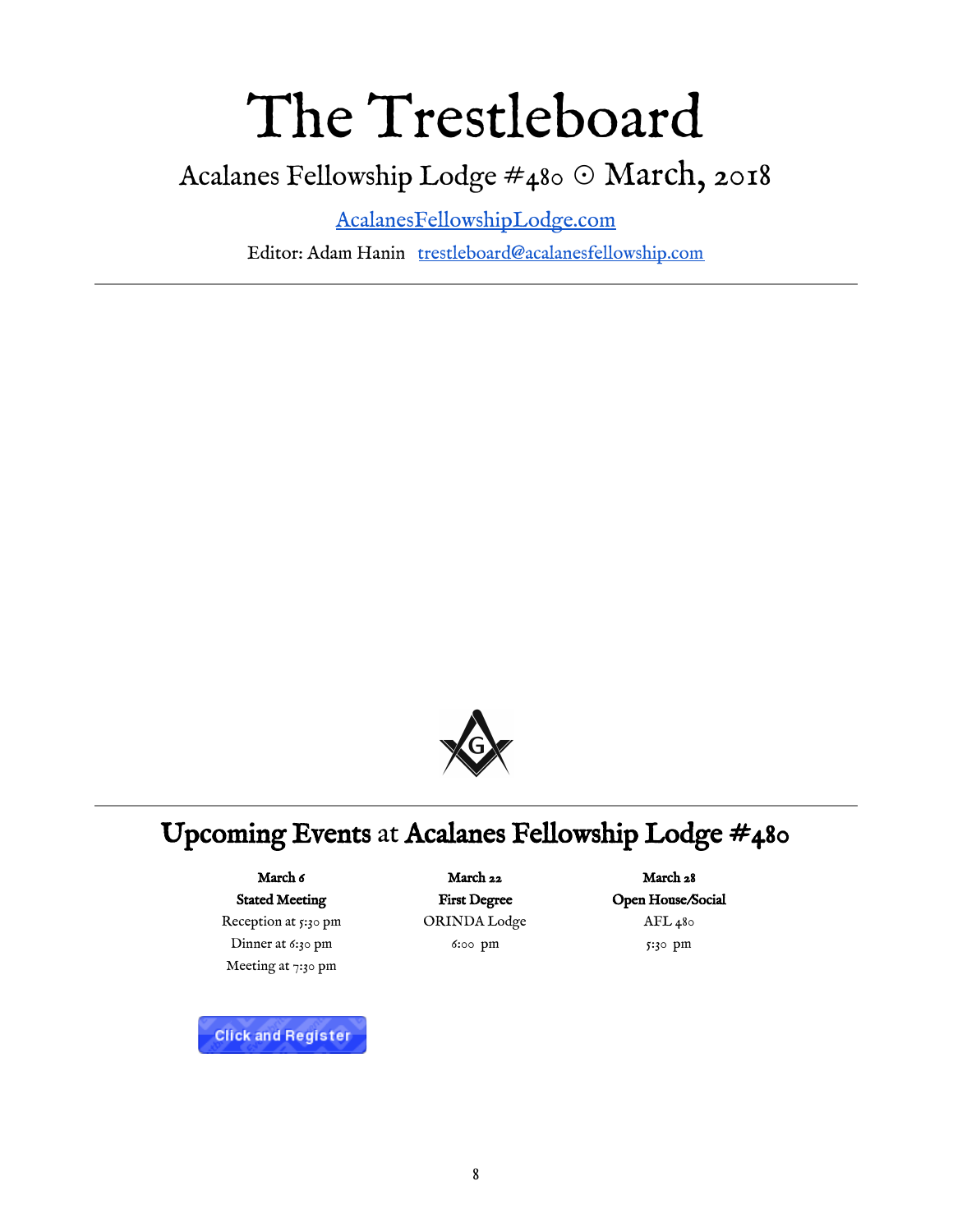# The Trestleboard

## Acalanes Fellowship Lodge #480 ☉ March, 2018

[AcalanesFellowshipLodge.com](AcalanesFellowshipLodge.com)

Editor: Adam Hanin [trestleboard@acalanesfellowship.com](mailto:trestleboard@acalanesfellowship.com)

---

---

## Upcoming Events at Acalanes Fellowship Lodge #480

**March 6**
**Stated Meeting**
Reception at 5:30 pm
Dinner at 6:30 pm
Meeting at 7:30 pm

**March 22**
**First Degree**
ORINDA Lodge
6:00 pm

**March 28**
**Open House/Social**
AFL 480
5:30 pm

Click and Register